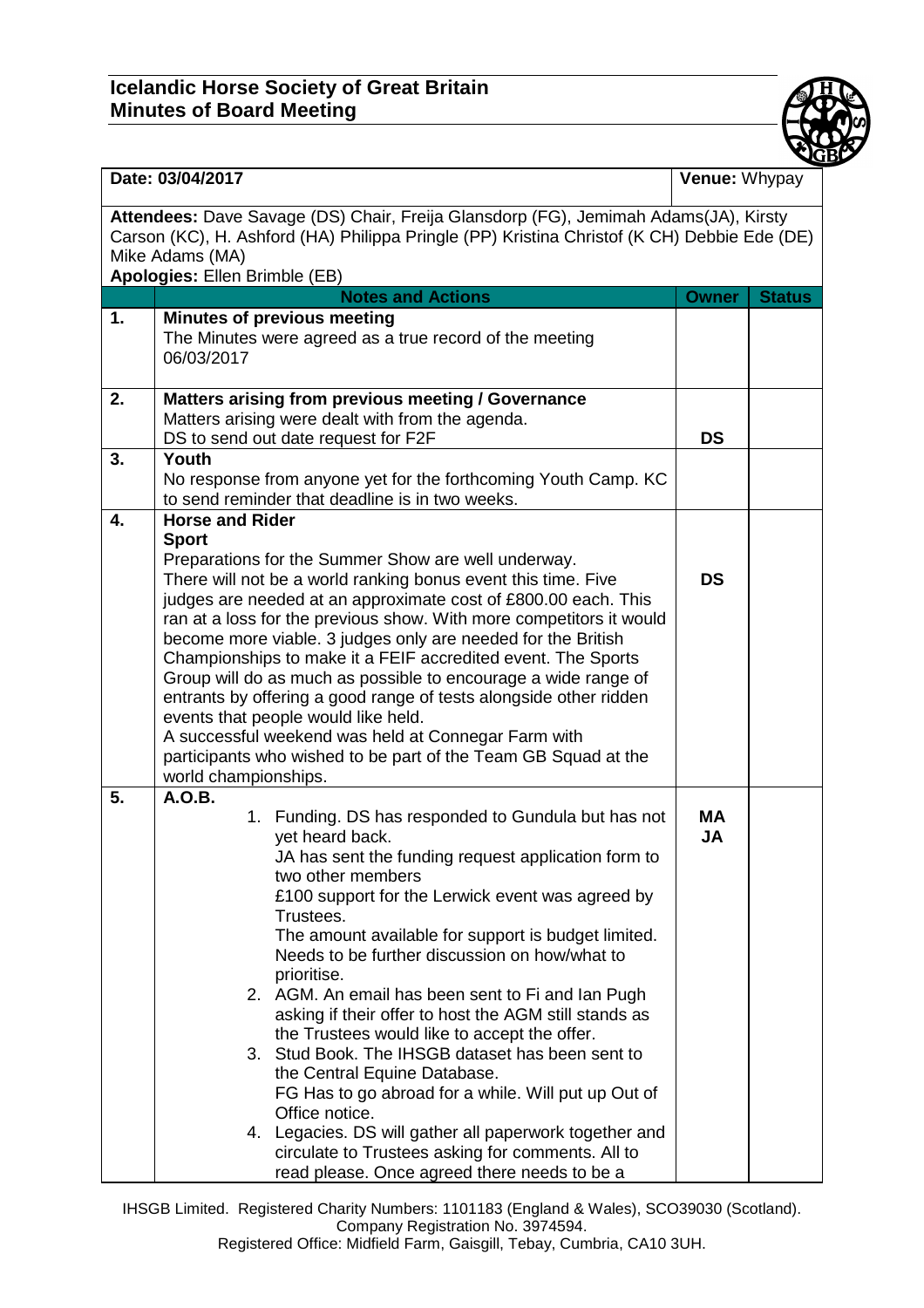# Icelandic Horse Society of Great Britain
## Minutes of Board Meeting

| | | | |
|---|---|---|---|
| **Date:** 03/04/2017 | | **Venue:** Whypay | |
| **Attendees:** Dave Savage (DS) Chair, Freija Glansdorp (FG), Jemimah Adams(JA), Kirsty Carson (KC), H. Ashford (HA) Philippa Pringle (PP) Kristina Christof (K CH) Debbie Ede (DE) Mike Adams (MA)<br>**Apologies:** Ellen Brimble (EB) | | | |
| | **Notes and Actions** | **Owner** | **Status** |
| **1.** | **Minutes of previous meeting**<br>The Minutes were agreed as a true record of the meeting 06/03/2017 | | |
| **2.** | **Matters arising from previous meeting / Governance**<br>Matters arising were dealt with from the agenda.<br>DS to send out date request for F2F | **DS** | |
| **3.** | **Youth**<br>No response from anyone yet for the forthcoming Youth Camp. KC to send reminder that deadline is in two weeks. | | |
| **4.** | **Horse and Rider**<br>**Sport**<br>Preparations for the Summer Show are well underway.<br>There will not be a world ranking bonus event this time. Five judges are needed at an approximate cost of £800.00 each. This ran at a loss for the previous show. With more competitors it would become more viable. 3 judges only are needed for the British Championships to make it a FEIF accredited event. The Sports Group will do as much as possible to encourage a wide range of entrants by offering a good range of tests alongside other ridden events that people would like held.<br>A successful weekend was held at Connegar Farm with participants who wished to be part of the Team GB Squad at the world championships. | **DS** | |
| **5.** | **A.O.B.**<br>1. Funding. DS has responded to Gundula but has not yet heard back.<br>JA has sent the funding request application form to two other members<br>£100 support for the Lerwick event was agreed by Trustees.<br>The amount available for support is budget limited. Needs to be further discussion on how/what to prioritise.<br>2. AGM. An email has been sent to Fi and Ian Pugh asking if their offer to host the AGM still stands as the Trustees would like to accept the offer.<br>3. Stud Book. The IHSGB dataset has been sent to the Central Equine Database.<br>FG Has to go abroad for a while. Will put up Out of Office notice.<br>4. Legacies. DS will gather all paperwork together and circulate to Trustees asking for comments. All to read please. Once agreed there needs to be a | **MA**<br>**JA** | |

IHSGB Limited. Registered Charity Numbers: 1101183 (England & Wales), SCO39030 (Scotland). Company Registration No. 3974594.
Registered Office: Midfield Farm, Gaisgill, Tebay, Cumbria, CA10 3UH.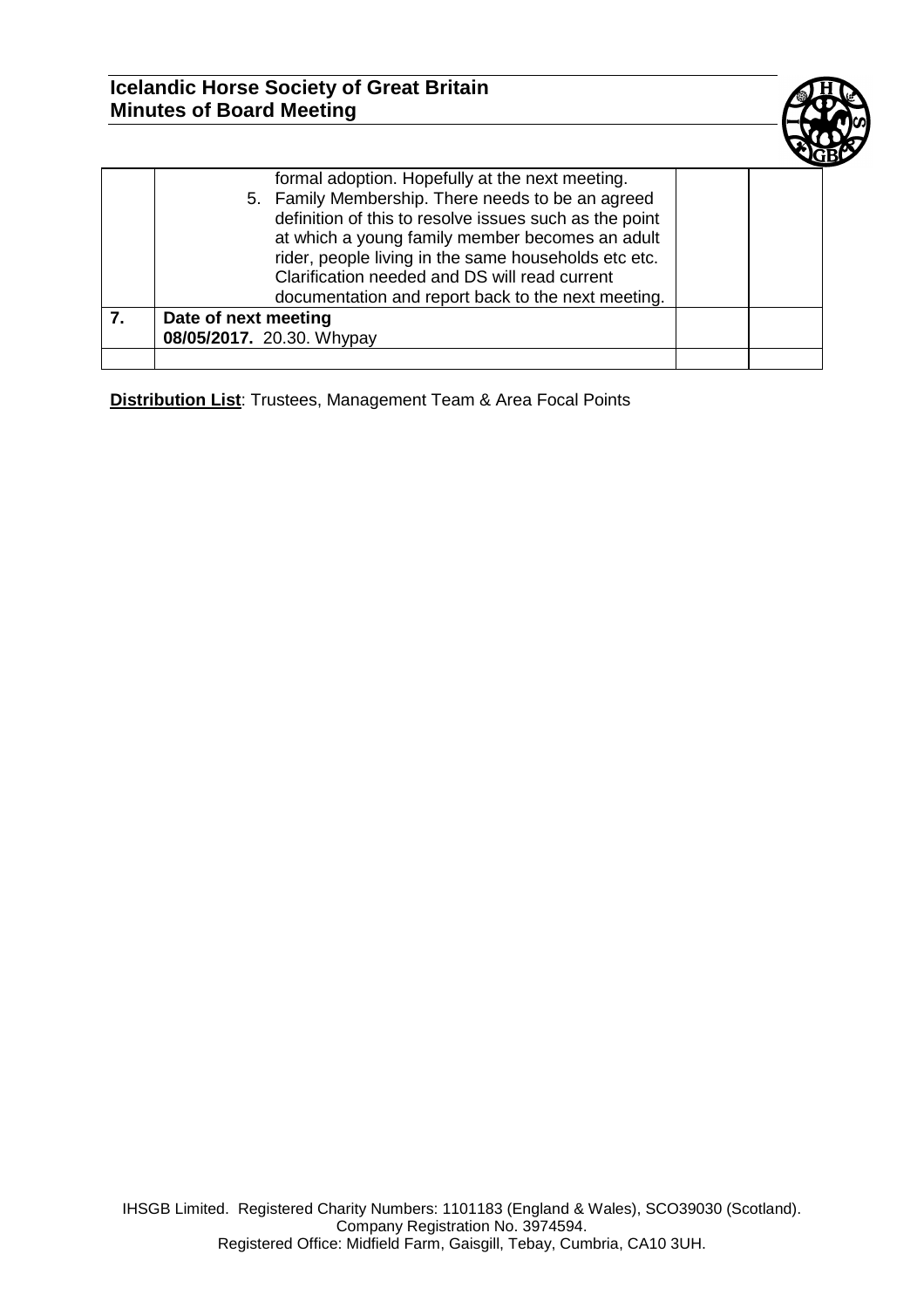| | | | |
|---|---|---|---|
| | formal adoption. Hopefully at the next meeting.<br>5. Family Membership. There needs to be an agreed definition of this to resolve issues such as the point at which a young family member becomes an adult rider, people living in the same households etc etc. Clarification needed and DS will read current documentation and report back to the next meeting. | | |
| **7.** | **Date of next meeting**<br>**08/05/2017.** 20.30. Whypay | | |
| | | | |

**Distribution List**: Trustees, Management Team & Area Focal Points

IHSGB Limited. Registered Charity Numbers: 1101183 (England & Wales), SCO39030 (Scotland).
Company Registration No. 3974594.
Registered Office: Midfield Farm, Gaisgill, Tebay, Cumbria, CA10 3UH.